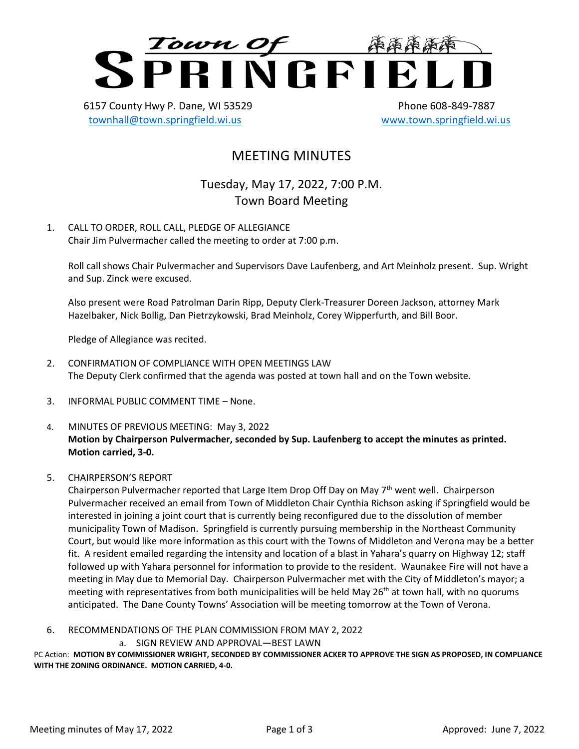# Town Of SPRINGFIELD

6157 County Hwy P. Dane, WI 53529
townhall@town.springfield.wi.us

Phone 608-849-7887
www.town.springfield.wi.us

## MEETING MINUTES

### Tuesday, May 17, 2022, 7:00 P.M.
### Town Board Meeting

1. CALL TO ORDER, ROLL CALL, PLEDGE OF ALLEGIANCE
   Chair Jim Pulvermacher called the meeting to order at 7:00 p.m.

   Roll call shows Chair Pulvermacher and Supervisors Dave Laufenberg, and Art Meinholz present. Sup. Wright and Sup. Zinck were excused.

   Also present were Road Patrolman Darin Ripp, Deputy Clerk-Treasurer Doreen Jackson, attorney Mark Hazelbaker, Nick Bollig, Dan Pietrzykowski, Brad Meinholz, Corey Wipperfurth, and Bill Boor.

   Pledge of Allegiance was recited.

2. CONFIRMATION OF COMPLIANCE WITH OPEN MEETINGS LAW
   The Deputy Clerk confirmed that the agenda was posted at town hall and on the Town website.

3. INFORMAL PUBLIC COMMENT TIME – None.

4. MINUTES OF PREVIOUS MEETING: May 3, 2022
   **Motion by Chairperson Pulvermacher, seconded by Sup. Laufenberg to accept the minutes as printed. Motion carried, 3-0.**

5. CHAIRPERSON'S REPORT
   Chairperson Pulvermacher reported that Large Item Drop Off Day on May 7th went well. Chairperson Pulvermacher received an email from Town of Middleton Chair Cynthia Richson asking if Springfield would be interested in joining a joint court that is currently being reconfigured due to the dissolution of member municipality Town of Madison. Springfield is currently pursuing membership in the Northeast Community Court, but would like more information as this court with the Towns of Middleton and Verona may be a better fit. A resident emailed regarding the intensity and location of a blast in Yahara's quarry on Highway 12; staff followed up with Yahara personnel for information to provide to the resident. Waunakee Fire will not have a meeting in May due to Memorial Day. Chairperson Pulvermacher met with the City of Middleton's mayor; a meeting with representatives from both municipalities will be held May 26th at town hall, with no quorums anticipated. The Dane County Towns' Association will be meeting tomorrow at the Town of Verona.

6. RECOMMENDATIONS OF THE PLAN COMMISSION FROM MAY 2, 2022
   a. SIGN REVIEW AND APPROVAL—BEST LAWN

PC Action: **MOTION BY COMMISSIONER WRIGHT, SECONDED BY COMMISSIONER ACKER TO APPROVE THE SIGN AS PROPOSED, IN COMPLIANCE WITH THE ZONING ORDINANCE. MOTION CARRIED, 4-0.**

Approved: June 7, 2022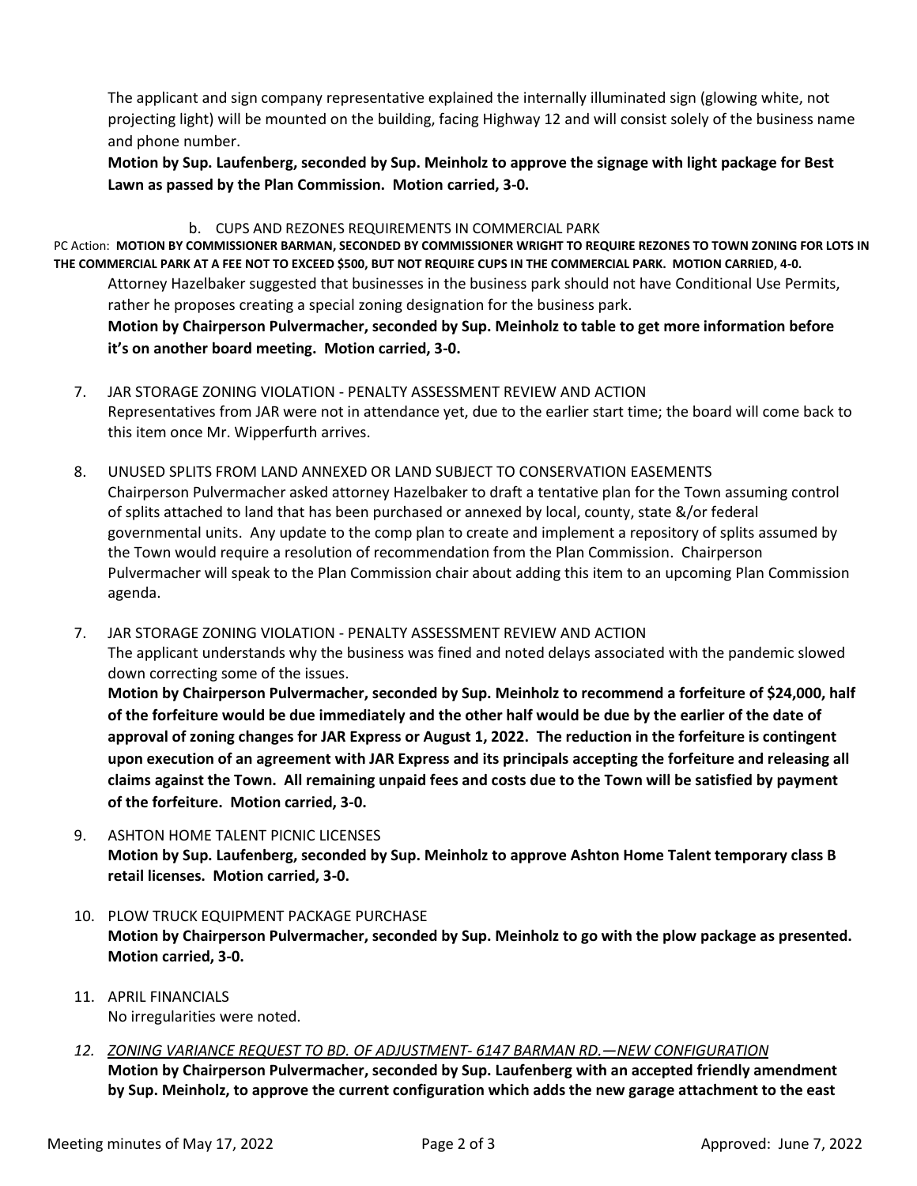The applicant and sign company representative explained the internally illuminated sign (glowing white, not projecting light) will be mounted on the building, facing Highway 12 and will consist solely of the business name and phone number.

**Motion by Sup. Laufenberg, seconded by Sup. Meinholz to approve the signage with light package for Best Lawn as passed by the Plan Commission. Motion carried, 3-0.**

b. CUPS AND REZONES REQUIREMENTS IN COMMERCIAL PARK

PC Action: **MOTION BY COMMISSIONER BARMAN, SECONDED BY COMMISSIONER WRIGHT TO REQUIRE REZONES TO TOWN ZONING FOR LOTS IN THE COMMERCIAL PARK AT A FEE NOT TO EXCEED $500, BUT NOT REQUIRE CUPS IN THE COMMERCIAL PARK. MOTION CARRIED, 4-0.**

Attorney Hazelbaker suggested that businesses in the business park should not have Conditional Use Permits, rather he proposes creating a special zoning designation for the business park.

**Motion by Chairperson Pulvermacher, seconded by Sup. Meinholz to table to get more information before it's on another board meeting. Motion carried, 3-0.**

7. JAR STORAGE ZONING VIOLATION - PENALTY ASSESSMENT REVIEW AND ACTION

   Representatives from JAR were not in attendance yet, due to the earlier start time; the board will come back to this item once Mr. Wipperfurth arrives.

8. UNUSED SPLITS FROM LAND ANNEXED OR LAND SUBJECT TO CONSERVATION EASEMENTS

   Chairperson Pulvermacher asked attorney Hazelbaker to draft a tentative plan for the Town assuming control of splits attached to land that has been purchased or annexed by local, county, state &/or federal governmental units. Any update to the comp plan to create and implement a repository of splits assumed by the Town would require a resolution of recommendation from the Plan Commission. Chairperson Pulvermacher will speak to the Plan Commission chair about adding this item to an upcoming Plan Commission agenda.

7. JAR STORAGE ZONING VIOLATION - PENALTY ASSESSMENT REVIEW AND ACTION

   The applicant understands why the business was fined and noted delays associated with the pandemic slowed down correcting some of the issues.

   **Motion by Chairperson Pulvermacher, seconded by Sup. Meinholz to recommend a forfeiture of $24,000, half of the forfeiture would be due immediately and the other half would be due by the earlier of the date of approval of zoning changes for JAR Express or August 1, 2022. The reduction in the forfeiture is contingent upon execution of an agreement with JAR Express and its principals accepting the forfeiture and releasing all claims against the Town. All remaining unpaid fees and costs due to the Town will be satisfied by payment of the forfeiture. Motion carried, 3-0.**

9. ASHTON HOME TALENT PICNIC LICENSES

   **Motion by Sup. Laufenberg, seconded by Sup. Meinholz to approve Ashton Home Talent temporary class B retail licenses. Motion carried, 3-0.**

10. PLOW TRUCK EQUIPMENT PACKAGE PURCHASE

    **Motion by Chairperson Pulvermacher, seconded by Sup. Meinholz to go with the plow package as presented. Motion carried, 3-0.**

11. APRIL FINANCIALS

    No irregularities were noted.

12. *ZONING VARIANCE REQUEST TO BD. OF ADJUSTMENT- 6147 BARMAN RD.—NEW CONFIGURATION*

    **Motion by Chairperson Pulvermacher, seconded by Sup. Laufenberg with an accepted friendly amendment by Sup. Meinholz, to approve the current configuration which adds the new garage attachment to the east**

Meeting minutes of May 17, 2022 — Approved: June 7, 2022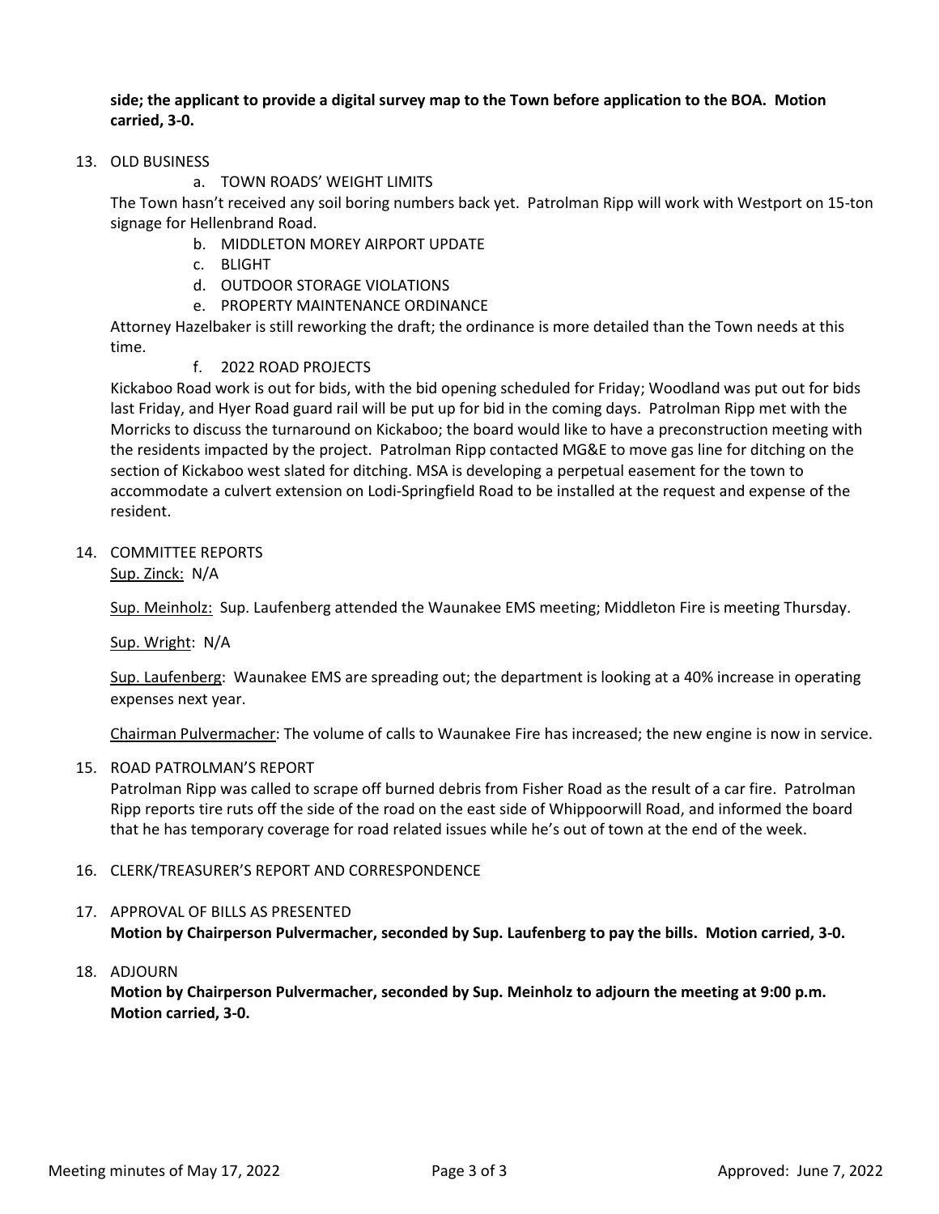**side; the applicant to provide a digital survey map to the Town before application to the BOA. Motion carried, 3-0.**

13. OLD BUSINESS
    a. TOWN ROADS' WEIGHT LIMITS

The Town hasn't received any soil boring numbers back yet. Patrolman Ripp will work with Westport on 15-ton signage for Hellenbrand Road.

    b. MIDDLETON MOREY AIRPORT UPDATE
    c. BLIGHT
    d. OUTDOOR STORAGE VIOLATIONS
    e. PROPERTY MAINTENANCE ORDINANCE

Attorney Hazelbaker is still reworking the draft; the ordinance is more detailed than the Town needs at this time.

    f. 2022 ROAD PROJECTS

Kickaboo Road work is out for bids, with the bid opening scheduled for Friday; Woodland was put out for bids last Friday, and Hyer Road guard rail will be put up for bid in the coming days. Patrolman Ripp met with the Morricks to discuss the turnaround on Kickaboo; the board would like to have a preconstruction meeting with the residents impacted by the project. Patrolman Ripp contacted MG&E to move gas line for ditching on the section of Kickaboo west slated for ditching. MSA is developing a perpetual easement for the town to accommodate a culvert extension on Lodi-Springfield Road to be installed at the request and expense of the resident.

14. COMMITTEE REPORTS

Sup. Zinck: N/A

Sup. Meinholz: Sup. Laufenberg attended the Waunakee EMS meeting; Middleton Fire is meeting Thursday.

Sup. Wright: N/A

Sup. Laufenberg: Waunakee EMS are spreading out; the department is looking at a 40% increase in operating expenses next year.

Chairman Pulvermacher: The volume of calls to Waunakee Fire has increased; the new engine is now in service.

15. ROAD PATROLMAN'S REPORT

Patrolman Ripp was called to scrape off burned debris from Fisher Road as the result of a car fire. Patrolman Ripp reports tire ruts off the side of the road on the east side of Whippoorwill Road, and informed the board that he has temporary coverage for road related issues while he's out of town at the end of the week.

16. CLERK/TREASURER'S REPORT AND CORRESPONDENCE

17. APPROVAL OF BILLS AS PRESENTED

**Motion by Chairperson Pulvermacher, seconded by Sup. Laufenberg to pay the bills. Motion carried, 3-0.**

18. ADJOURN

**Motion by Chairperson Pulvermacher, seconded by Sup. Meinholz to adjourn the meeting at 9:00 p.m. Motion carried, 3-0.**

Meeting minutes of May 17, 2022 Approved: June 7, 2022